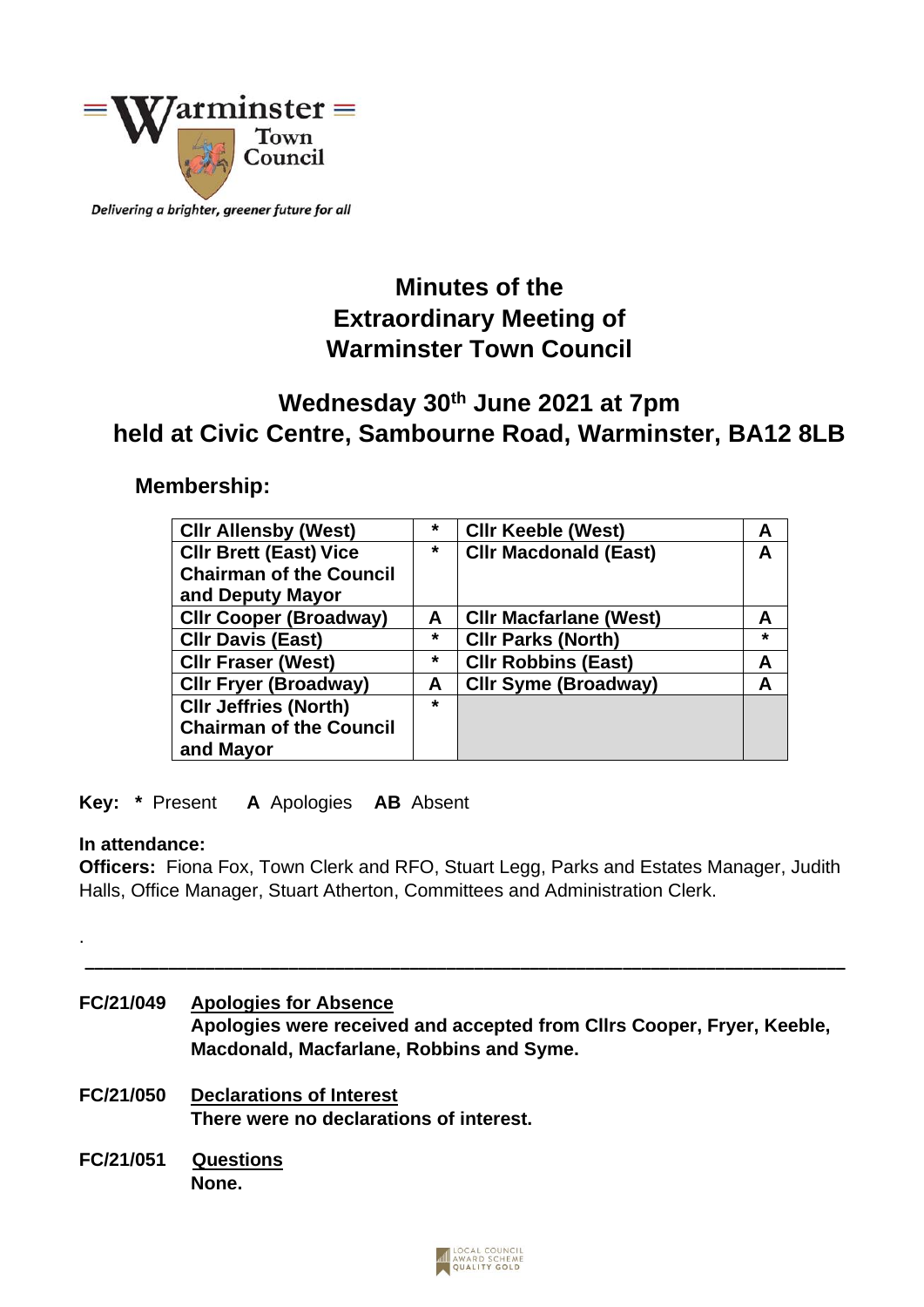Warminster Town Council

*Delivering a brighter, greener future for all*

# Minutes of the Extraordinary Meeting of Warminster Town Council

## Wednesday 30th June 2021 at 7pm held at Civic Centre, Sambourne Road, Warminster, BA12 8LB

### Membership:

| | | | |
|---|---|---|---|
| **Cllr Allensby (West)** | **\*** | **Cllr Keeble (West)** | **A** |
| **Cllr Brett (East) Vice Chairman of the Council and Deputy Mayor** | **\*** | **Cllr Macdonald (East)** | **A** |
| **Cllr Cooper (Broadway)** | **A** | **Cllr Macfarlane (West)** | **A** |
| **Cllr Davis (East)** | **\*** | **Cllr Parks (North)** | **\*** |
| **Cllr Fraser (West)** | **\*** | **Cllr Robbins (East)** | **A** |
| **Cllr Fryer (Broadway)** | **A** | **Cllr Syme (Broadway)** | **A** |
| **Cllr Jeffries (North) Chairman of the Council and Mayor** | **\*** | | |

**Key: \*** Present **A** Apologies **AB** Absent

**In attendance:**
**Officers:** Fiona Fox, Town Clerk and RFO, Stuart Legg, Parks and Estates Manager, Judith Halls, Office Manager, Stuart Atherton, Committees and Administration Clerk.

.

---

**FC/21/049** **Apologies for Absence**
**Apologies were received and accepted from Cllrs Cooper, Fryer, Keeble, Macdonald, Macfarlane, Robbins and Syme.**

**FC/21/050** **Declarations of Interest**
**There were no declarations of interest.**

**FC/21/051** **Questions**
**None.**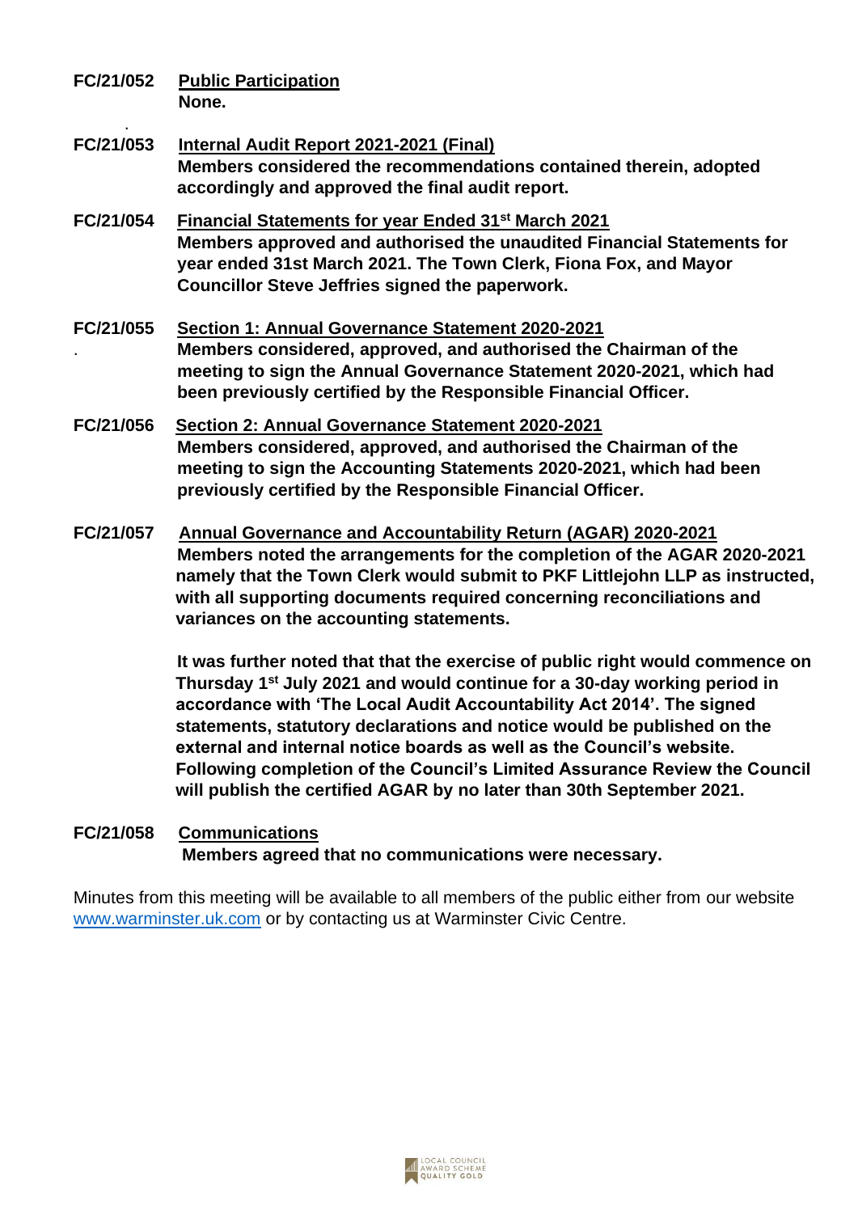**FC/21/052** **Public Participation**
**None.**

**FC/21/053** **Internal Audit Report 2021-2021 (Final)**
**Members considered the recommendations contained therein, adopted accordingly and approved the final audit report.**

**FC/21/054** **Financial Statements for year Ended 31st March 2021**
**Members approved and authorised the unaudited Financial Statements for year ended 31st March 2021. The Town Clerk, Fiona Fox, and Mayor Councillor Steve Jeffries signed the paperwork.**

**FC/21/055** **Section 1: Annual Governance Statement 2020-2021**
**Members considered, approved, and authorised the Chairman of the meeting to sign the Annual Governance Statement 2020-2021, which had been previously certified by the Responsible Financial Officer.**

**FC/21/056** **Section 2: Annual Governance Statement 2020-2021**
**Members considered, approved, and authorised the Chairman of the meeting to sign the Accounting Statements 2020-2021, which had been previously certified by the Responsible Financial Officer.**

**FC/21/057** **Annual Governance and Accountability Return (AGAR) 2020-2021**
**Members noted the arrangements for the completion of the AGAR 2020-2021 namely that the Town Clerk would submit to PKF Littlejohn LLP as instructed, with all supporting documents required concerning reconciliations and variances on the accounting statements.**

**It was further noted that that the exercise of public right would commence on Thursday 1st July 2021 and would continue for a 30-day working period in accordance with 'The Local Audit Accountability Act 2014'. The signed statements, statutory declarations and notice would be published on the external and internal notice boards as well as the Council's website. Following completion of the Council's Limited Assurance Review the Council will publish the certified AGAR by no later than 30th September 2021.**

**FC/21/058** **Communications**
**Members agreed that no communications were necessary.**

Minutes from this meeting will be available to all members of the public either from our website www.warminster.uk.com or by contacting us at Warminster Civic Centre.